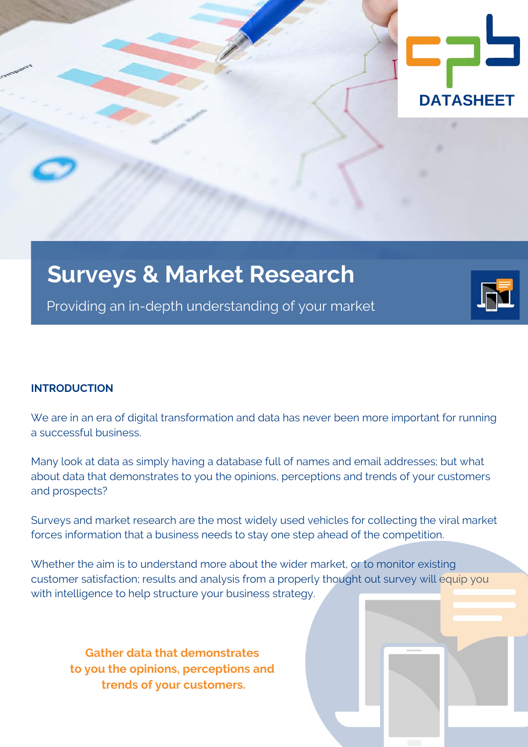DATASHEET

# Surveys & Market Research

Providing an in-depth understanding of your market

## INTRODUCTION

We are in an era of digital transformation and data has never been more important for running a successful business.

Many look at data as simply having a database full of names and email addresses; but what about data that demonstrates to you the opinions, perceptions and trends of your customers and prospects?

Surveys and market research are the most widely used vehicles for collecting the viral market forces information that a business needs to stay one step ahead of the competition.

Whether the aim is to understand more about the wider market, or to monitor existing customer satisfaction; results and analysis from a properly thought out survey will equip you with intelligence to help structure your business strategy.

**Gather data that demonstrates to you the opinions, perceptions and trends of your customers.**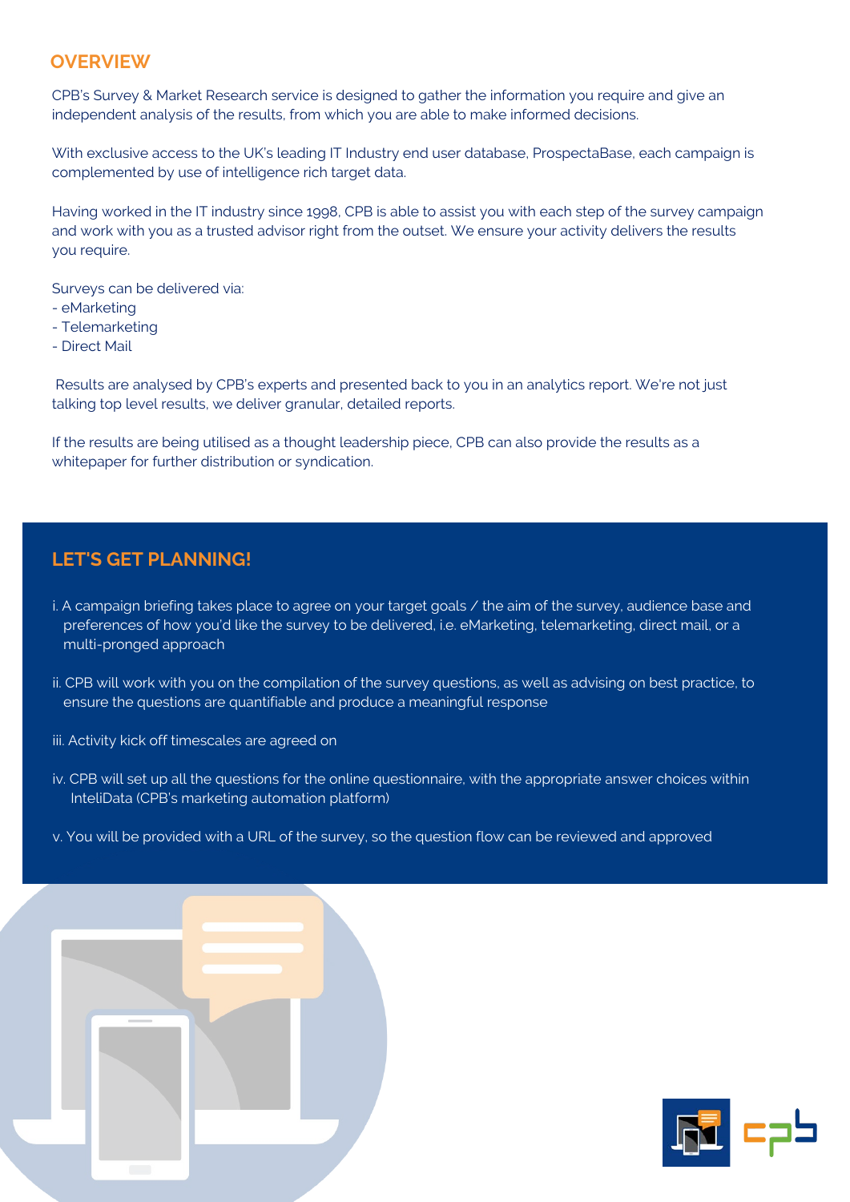## OVERVIEW

CPB's Survey & Market Research service is designed to gather the information you require and give an independent analysis of the results, from which you are able to make informed decisions.

With exclusive access to the UK's leading IT Industry end user database, ProspectaBase, each campaign is complemented by use of intelligence rich target data.

Having worked in the IT industry since 1998, CPB is able to assist you with each step of the survey campaign and work with you as a trusted advisor right from the outset. We ensure your activity delivers the results you require.

Surveys can be delivered via:
- eMarketing
- Telemarketing
- Direct Mail

Results are analysed by CPB's experts and presented back to you in an analytics report. We're not just talking top level results, we deliver granular, detailed reports.

If the results are being utilised as a thought leadership piece, CPB can also provide the results as a whitepaper for further distribution or syndication.

## LET'S GET PLANNING!

i. A campaign briefing takes place to agree on your target goals / the aim of the survey, audience base and preferences of how you'd like the survey to be delivered, i.e. eMarketing, telemarketing, direct mail, or a multi-pronged approach

ii. CPB will work with you on the compilation of the survey questions, as well as advising on best practice, to ensure the questions are quantifiable and produce a meaningful response

iii. Activity kick off timescales are agreed on

iv. CPB will set up all the questions for the online questionnaire, with the appropriate answer choices within InteliData (CPB's marketing automation platform)

v. You will be provided with a URL of the survey, so the question flow can be reviewed and approved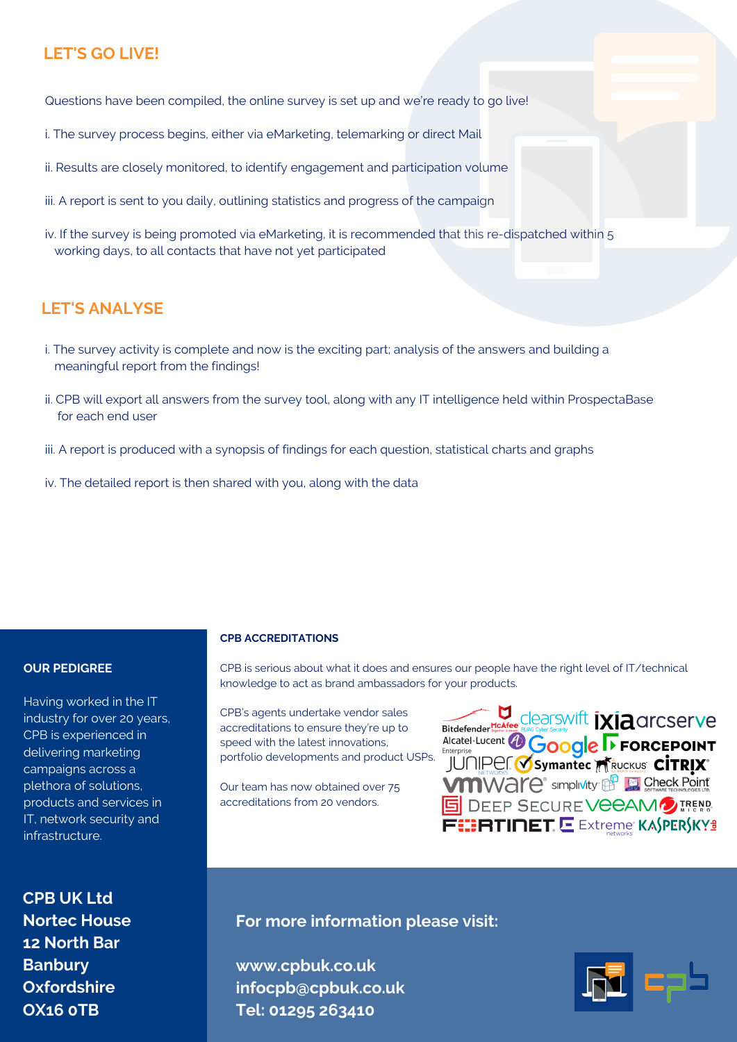## LET'S GO LIVE!

Questions have been compiled, the online survey is set up and we're ready to go live!

i. The survey process begins, either via eMarketing, telemarking or direct Mail

ii. Results are closely monitored, to identify engagement and participation volume

iii. A report is sent to you daily, outlining statistics and progress of the campaign

iv. If the survey is being promoted via eMarketing, it is recommended that this re-dispatched within 5 working days, to all contacts that have not yet participated

## LET'S ANALYSE

i. The survey activity is complete and now is the exciting part; analysis of the answers and building a meaningful report from the findings!

ii. CPB will export all answers from the survey tool, along with any IT intelligence held within ProspectaBase for each end user

iii. A report is produced with a synopsis of findings for each question, statistical charts and graphs

iv. The detailed report is then shared with you, along with the data

### OUR PEDIGREE

Having worked in the IT industry for over 20 years, CPB is experienced in delivering marketing campaigns across a plethora of solutions, products and services in IT, network security and infrastructure.

### CPB ACCREDITATIONS

CPB is serious about what it does and ensures our people have the right level of IT/technical knowledge to act as brand ambassadors for your products.

CPB's agents undertake vendor sales accreditations to ensure they're up to speed with the latest innovations, portfolio developments and product USPs.

Our team has now obtained over 75 accreditations from 20 vendors.

Bitdefender, McAfee, clearswift, ixia, arcserve, Alcatel-Lucent Enterprise, Google, FORCEPOINT, JUNIPER NETWORKS, Symantec, RUCKUS, CITRIX, vmware, simplivity, Check Point, DEEP SECURE, veeam, TREND MICRO, FORTINET, Extreme networks, KASPERSKY lab

**CPB UK Ltd**
**Nortec House**
**12 North Bar**
**Banbury**
**Oxfordshire**
**OX16 0TB**

**For more information please visit:**

**www.cpbuk.co.uk**
**infocpb@cpbuk.co.uk**
**Tel: 01295 263410**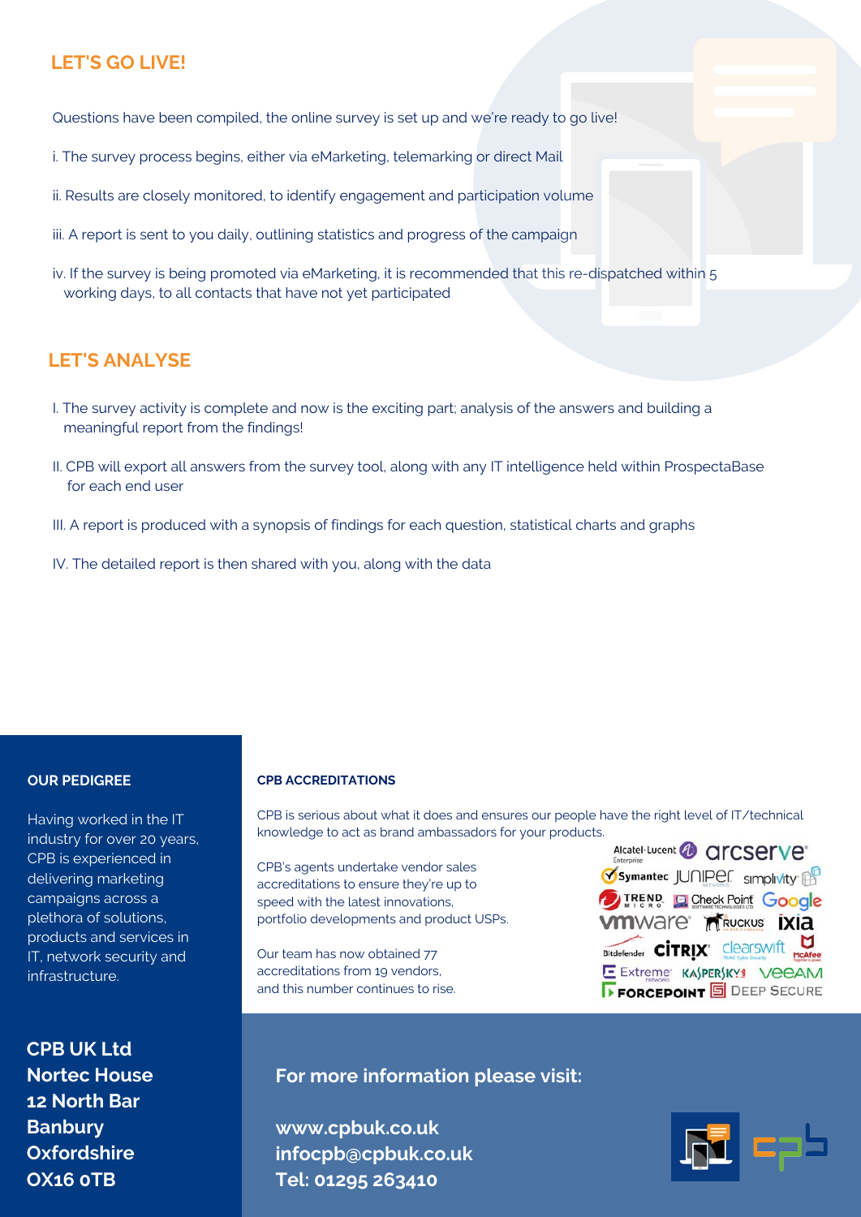## LET'S GO LIVE!

Questions have been compiled, the online survey is set up and we're ready to go live!

i. The survey process begins, either via eMarketing, telemarking or direct Mail

ii. Results are closely monitored, to identify engagement and participation volume

iii. A report is sent to you daily, outlining statistics and progress of the campaign

iv. If the survey is being promoted via eMarketing, it is recommended that this re-dispatched within 5 working days, to all contacts that have not yet participated

## LET'S ANALYSE

I. The survey activity is complete and now is the exciting part; analysis of the answers and building a meaningful report from the findings!

II. CPB will export all answers from the survey tool, along with any IT intelligence held within ProspectaBase for each end user

III. A report is produced with a synopsis of findings for each question, statistical charts and graphs

IV. The detailed report is then shared with you, along with the data

### OUR PEDIGREE

Having worked in the IT industry for over 20 years, CPB is experienced in delivering marketing campaigns across a plethora of solutions, products and services in IT, network security and infrastructure.

### CPB ACCREDITATIONS

CPB is serious about what it does and ensures our people have the right level of IT/technical knowledge to act as brand ambassadors for your products.

CPB's agents undertake vendor sales accreditations to ensure they're up to speed with the latest innovations, portfolio developments and product USPs.

Our team has now obtained 77 accreditations from 19 vendors, and this number continues to rise.

Alcatel-Lucent Enterprise, arcserve, Symantec, Juniper, simplivity, Trend Micro, Check Point, Google, vmware, Ruckus, ixia, Bitdefender, Citrix, clearswift, McAfee, Extreme networks, Kaspersky, Veeam, Forcepoint, Deep Secure

**CPB UK Ltd**
**Nortec House**
**12 North Bar**
**Banbury**
**Oxfordshire**
**OX16 0TB**

**For more information please visit:**

**www.cpbuk.co.uk**
**infocpb@cpbuk.co.uk**
**Tel: 01295 263410**